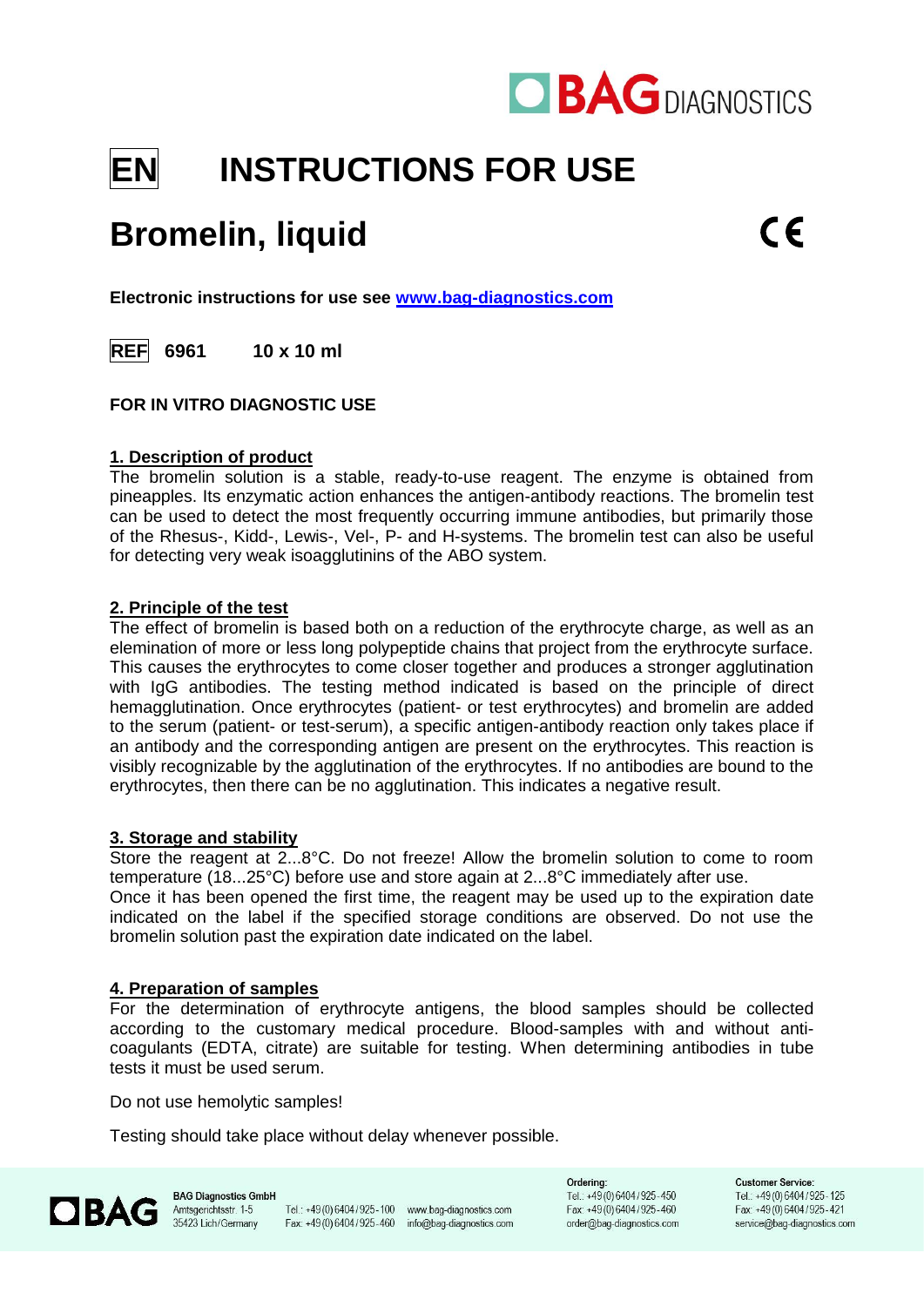# EN INSTRUCTIONS FOR USE

# Bromelin, liquid

CE

**Electronic instructions for use see [www.bag-diagnostics.com](http://www.bag-diagnostics.com)**

**REF 6961 10 x 10 ml**

**FOR IN VITRO DIAGNOSTIC USE**

## 1. Description of product

The bromelin solution is a stable, ready-to-use reagent. The enzyme is obtained from pineapples. Its enzymatic action enhances the antigen-antibody reactions. The bromelin test can be used to detect the most frequently occurring immune antibodies, but primarily those of the Rhesus-, Kidd-, Lewis-, Vel-, P- and H-systems. The bromelin test can also be useful for detecting very weak isoagglutinins of the ABO system.

## 2. Principle of the test

The effect of bromelin is based both on a reduction of the erythrocyte charge, as well as an elemination of more or less long polypeptide chains that project from the erythrocyte surface. This causes the erythrocytes to come closer together and produces a stronger agglutination with IgG antibodies. The testing method indicated is based on the principle of direct hemagglutination. Once erythrocytes (patient- or test erythrocytes) and bromelin are added to the serum (patient- or test-serum), a specific antigen-antibody reaction only takes place if an antibody and the corresponding antigen are present on the erythrocytes. This reaction is visibly recognizable by the agglutination of the erythrocytes. If no antibodies are bound to the erythrocytes, then there can be no agglutination. This indicates a negative result.

## 3. Storage and stability

Store the reagent at 2...8°C. Do not freeze! Allow the bromelin solution to come to room temperature (18...25°C) before use and store again at 2...8°C immediately after use.
Once it has been opened the first time, the reagent may be used up to the expiration date indicated on the label if the specified storage conditions are observed. Do not use the bromelin solution past the expiration date indicated on the label.

## 4. Preparation of samples

For the determination of erythrocyte antigens, the blood samples should be collected according to the customary medical procedure. Blood-samples with and without anti-coagulants (EDTA, citrate) are suitable for testing. When determining antibodies in tube tests it must be used serum.

Do not use hemolytic samples!

Testing should take place without delay whenever possible.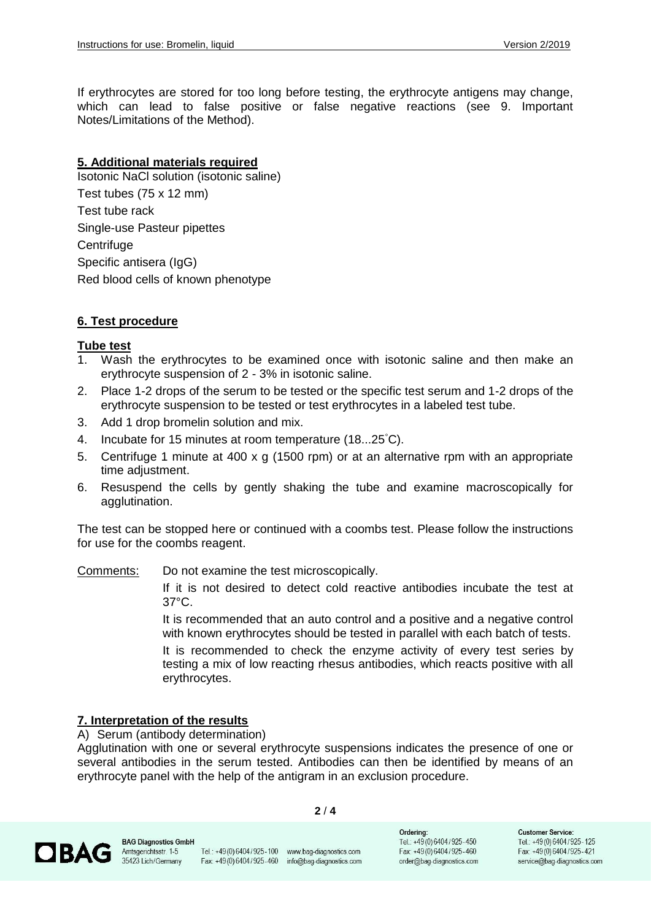If erythrocytes are stored for too long before testing, the erythrocyte antigens may change, which can lead to false positive or false negative reactions (see 9. Important Notes/Limitations of the Method).

## 5. Additional materials required

Isotonic NaCl solution (isotonic saline)
Test tubes (75 x 12 mm)
Test tube rack
Single-use Pasteur pipettes
Centrifuge
Specific antisera (IgG)
Red blood cells of known phenotype

## 6. Test procedure

### Tube test

1. Wash the erythrocytes to be examined once with isotonic saline and then make an erythrocyte suspension of 2 - 3% in isotonic saline.
2. Place 1-2 drops of the serum to be tested or the specific test serum and 1-2 drops of the erythrocyte suspension to be tested or test erythrocytes in a labeled test tube.
3. Add 1 drop bromelin solution and mix.
4. Incubate for 15 minutes at room temperature (18...25°C).
5. Centrifuge 1 minute at 400 x g (1500 rpm) or at an alternative rpm with an appropriate time adjustment.
6. Resuspend the cells by gently shaking the tube and examine macroscopically for agglutination.

The test can be stopped here or continued with a coombs test. Please follow the instructions for use for the coombs reagent.

Comments: Do not examine the test microscopically.

If it is not desired to detect cold reactive antibodies incubate the test at 37°C.

It is recommended that an auto control and a positive and a negative control with known erythrocytes should be tested in parallel with each batch of tests.

It is recommended to check the enzyme activity of every test series by testing a mix of low reacting rhesus antibodies, which reacts positive with all erythrocytes.

## 7. Interpretation of the results

A) Serum (antibody determination)

Agglutination with one or several erythrocyte suspensions indicates the presence of one or several antibodies in the serum tested. Antibodies can then be identified by means of an erythrocyte panel with the help of the antigram in an exclusion procedure.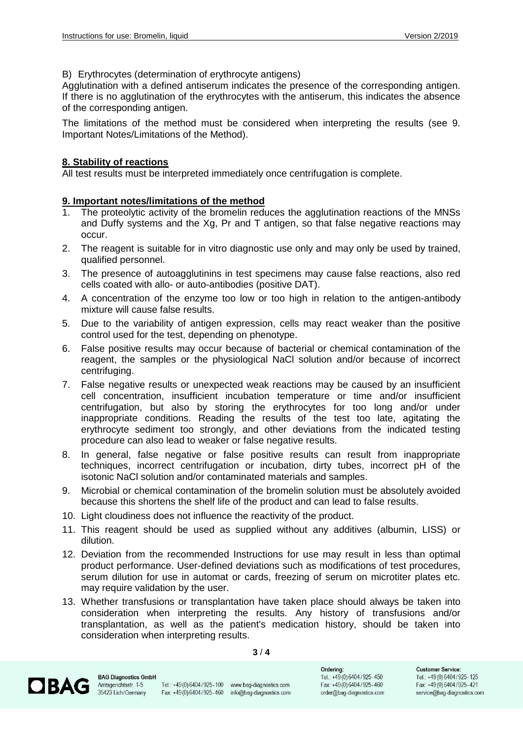B) Erythrocytes (determination of erythrocyte antigens)

Agglutination with a defined antiserum indicates the presence of the corresponding antigen. If there is no agglutination of the erythrocytes with the antiserum, this indicates the absence of the corresponding antigen.

The limitations of the method must be considered when interpreting the results (see 9. Important Notes/Limitations of the Method).

## 8. Stability of reactions

All test results must be interpreted immediately once centrifugation is complete.

## 9. Important notes/limitations of the method

1. The proteolytic activity of the bromelin reduces the agglutination reactions of the MNSs and Duffy systems and the Xg, Pr and T antigen, so that false negative reactions may occur.
2. The reagent is suitable for in vitro diagnostic use only and may only be used by trained, qualified personnel.
3. The presence of autoagglutinins in test specimens may cause false reactions, also red cells coated with allo- or auto-antibodies (positive DAT).
4. A concentration of the enzyme too low or too high in relation to the antigen-antibody mixture will cause false results.
5. Due to the variability of antigen expression, cells may react weaker than the positive control used for the test, depending on phenotype.
6. False positive results may occur because of bacterial or chemical contamination of the reagent, the samples or the physiological NaCl solution and/or because of incorrect centrifuging.
7. False negative results or unexpected weak reactions may be caused by an insufficient cell concentration, insufficient incubation temperature or time and/or insufficient centrifugation, but also by storing the erythrocytes for too long and/or under inappropriate conditions. Reading the results of the test too late, agitating the erythrocyte sediment too strongly, and other deviations from the indicated testing procedure can also lead to weaker or false negative results.
8. In general, false negative or false positive results can result from inappropriate techniques, incorrect centrifugation or incubation, dirty tubes, incorrect pH of the isotonic NaCl solution and/or contaminated materials and samples.
9. Microbial or chemical contamination of the bromelin solution must be absolutely avoided because this shortens the shelf life of the product and can lead to false results.
10. Light cloudiness does not influence the reactivity of the product.
11. This reagent should be used as supplied without any additives (albumin, LISS) or dilution.
12. Deviation from the recommended Instructions for use may result in less than optimal product performance. User-defined deviations such as modifications of test procedures, serum dilution for use in automat or cards, freezing of serum on microtiter plates etc. may require validation by the user.
13. Whether transfusions or transplantation have taken place should always be taken into consideration when interpreting the results. Any history of transfusions and/or transplantation, as well as the patient's medication history, should be taken into consideration when interpreting results.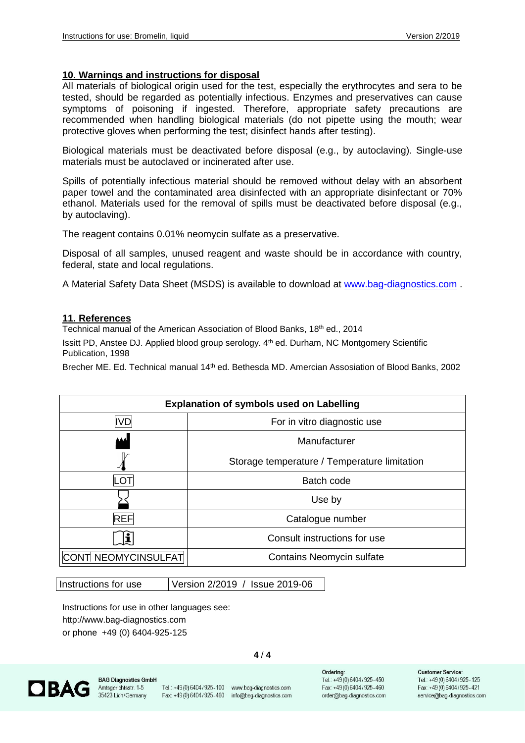## 10. Warnings and instructions for disposal

All materials of biological origin used for the test, especially the erythrocytes and sera to be tested, should be regarded as potentially infectious. Enzymes and preservatives can cause symptoms of poisoning if ingested. Therefore, appropriate safety precautions are recommended when handling biological materials (do not pipette using the mouth; wear protective gloves when performing the test; disinfect hands after testing).

Biological materials must be deactivated before disposal (e.g., by autoclaving). Single-use materials must be autoclaved or incinerated after use.

Spills of potentially infectious material should be removed without delay with an absorbent paper towel and the contaminated area disinfected with an appropriate disinfectant or 70% ethanol. Materials used for the removal of spills must be deactivated before disposal (e.g., by autoclaving).

The reagent contains 0.01% neomycin sulfate as a preservative.

Disposal of all samples, unused reagent and waste should be in accordance with country, federal, state and local regulations.

A Material Safety Data Sheet (MSDS) is available to download at www.bag-diagnostics.com .

## 11. References

Technical manual of the American Association of Blood Banks, 18th ed., 2014

Issitt PD, Anstee DJ. Applied blood group serology. 4th ed. Durham, NC Montgomery Scientific Publication, 1998

Brecher ME. Ed. Technical manual 14th ed. Bethesda MD. Amercian Assosiation of Blood Banks, 2002

| Explanation of symbols used on Labelling | |
|---|---|
| IVD | For in vitro diagnostic use |
| | Manufacturer |
| | Storage temperature / Temperature limitation |
| LOT | Batch code |
| | Use by |
| REF | Catalogue number |
| | Consult instructions for use |
| CONT NEOMYCINSULFAT | Contains Neomycin sulfate |

| Instructions for use | Version 2/2019 / Issue 2019-06 |
|---|---|

Instructions for use in other languages see:
http://www.bag-diagnostics.com
or phone +49 (0) 6404-925-125

BAG Diagnostics GmbH
Amtsgerichtsstr. 1-5
35423 Lich/Germany

Tel.: +49 (0) 6404 / 925 - 100
Fax: +49 (0) 6404 / 925 - 460

www.bag-diagnostics.com
info@bag-diagnostics.com

Ordering:
Tel.: +49 (0) 6404 / 925 - 450
Fax: +49 (0) 6404 / 925 - 460
order@bag-diagnostics.com

Customer Service:
Tel.: +49 (0) 6404 / 925 - 125
Fax: +49 (0) 6404 / 925 - 421
service@bag-diagnostics.com